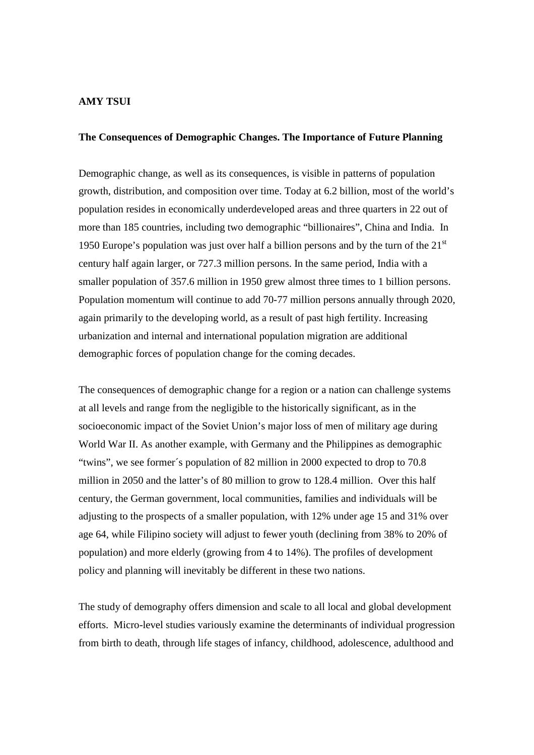**AMY TSUI**

**The Consequences of Demographic Changes. The Importance of Future Planning**

Demographic change, as well as its consequences, is visible in patterns of population growth, distribution, and composition over time. Today at 6.2 billion, most of the world's population resides in economically underdeveloped areas and three quarters in 22 out of more than 185 countries, including two demographic "billionaires", China and India. In 1950 Europe's population was just over half a billion persons and by the turn of the 21st century half again larger, or 727.3 million persons. In the same period, India with a smaller population of 357.6 million in 1950 grew almost three times to 1 billion persons. Population momentum will continue to add 70-77 million persons annually through 2020, again primarily to the developing world, as a result of past high fertility. Increasing urbanization and internal and international population migration are additional demographic forces of population change for the coming decades.

The consequences of demographic change for a region or a nation can challenge systems at all levels and range from the negligible to the historically significant, as in the socioeconomic impact of the Soviet Union's major loss of men of military age during World War II. As another example, with Germany and the Philippines as demographic "twins", we see former´s population of 82 million in 2000 expected to drop to 70.8 million in 2050 and the latter's of 80 million to grow to 128.4 million. Over this half century, the German government, local communities, families and individuals will be adjusting to the prospects of a smaller population, with 12% under age 15 and 31% over age 64, while Filipino society will adjust to fewer youth (declining from 38% to 20% of population) and more elderly (growing from 4 to 14%). The profiles of development policy and planning will inevitably be different in these two nations.

The study of demography offers dimension and scale to all local and global development efforts. Micro-level studies variously examine the determinants of individual progression from birth to death, through life stages of infancy, childhood, adolescence, adulthood and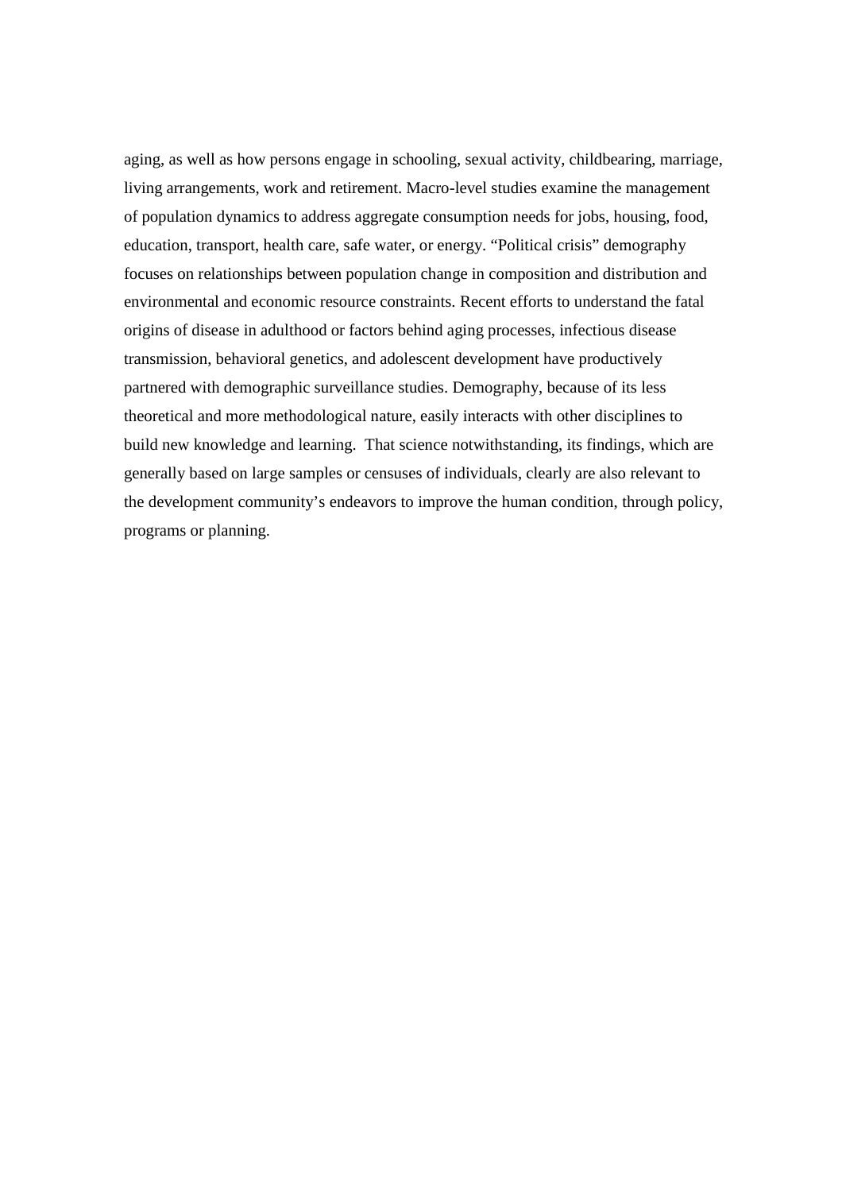aging, as well as how persons engage in schooling, sexual activity, childbearing, marriage, living arrangements, work and retirement. Macro-level studies examine the management of population dynamics to address aggregate consumption needs for jobs, housing, food, education, transport, health care, safe water, or energy. "Political crisis" demography focuses on relationships between population change in composition and distribution and environmental and economic resource constraints. Recent efforts to understand the fatal origins of disease in adulthood or factors behind aging processes, infectious disease transmission, behavioral genetics, and adolescent development have productively partnered with demographic surveillance studies. Demography, because of its less theoretical and more methodological nature, easily interacts with other disciplines to build new knowledge and learning. That science notwithstanding, its findings, which are generally based on large samples or censuses of individuals, clearly are also relevant to the development community's endeavors to improve the human condition, through policy, programs or planning.